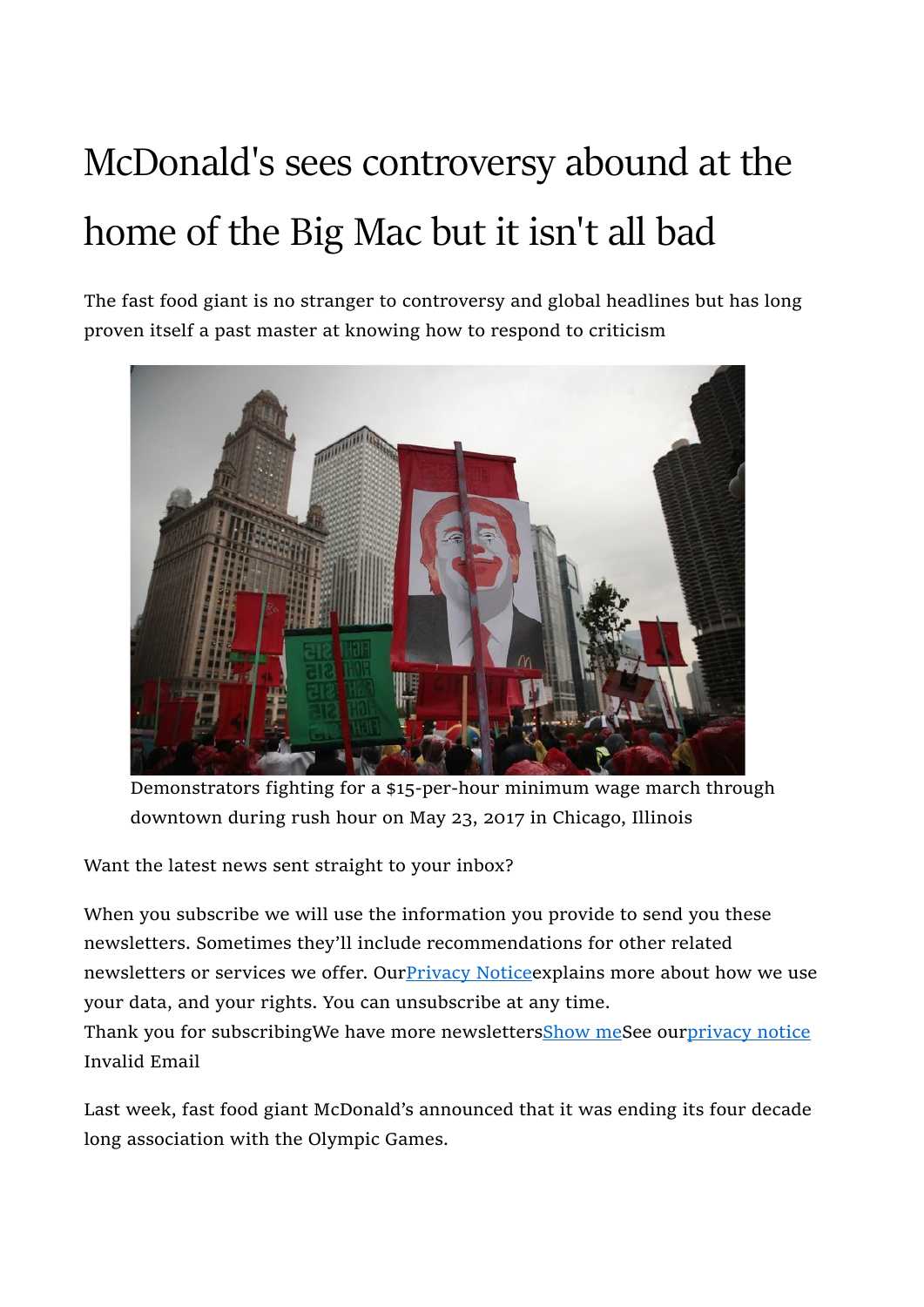# McDonald's sees controversy abound at the home of the Big Mac but it isn't all bad

The fast food giant is no stranger to controversy and global headlines but has long proven itself a past master at knowing how to respond to criticism

Demonstrators fighting for a $15-per-hour minimum wage march through downtown during rush hour on May 23, 2017 in Chicago, Illinois

Want the latest news sent straight to your inbox?

When you subscribe we will use the information you provide to send you these newsletters. Sometimes they'll include recommendations for other related newsletters or services we offer. OurPrivacy Noticeexplains more about how we use your data, and your rights. You can unsubscribe at any time.

Thank you for subscribingWe have more newslettersShow meSee ourprivacy notice

Invalid Email

Last week, fast food giant McDonald's announced that it was ending its four decade long association with the Olympic Games.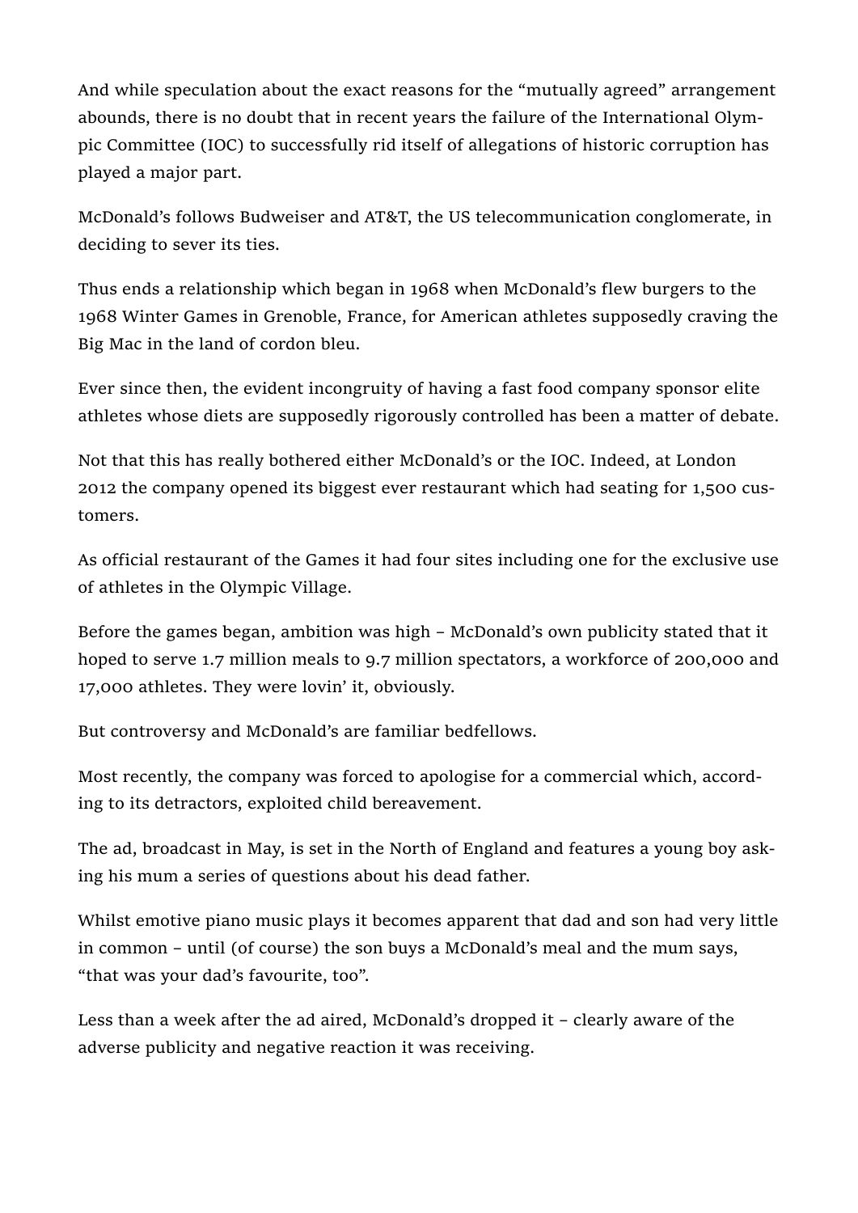And while speculation about the exact reasons for the "mutually agreed" arrangement abounds, there is no doubt that in recent years the failure of the International Olympic Committee (IOC) to successfully rid itself of allegations of historic corruption has played a major part.

McDonald's follows Budweiser and AT&T, the US telecommunication conglomerate, in deciding to sever its ties.

Thus ends a relationship which began in 1968 when McDonald's flew burgers to the 1968 Winter Games in Grenoble, France, for American athletes supposedly craving the Big Mac in the land of cordon bleu.

Ever since then, the evident incongruity of having a fast food company sponsor elite athletes whose diets are supposedly rigorously controlled has been a matter of debate.

Not that this has really bothered either McDonald's or the IOC. Indeed, at London 2012 the company opened its biggest ever restaurant which had seating for 1,500 customers.

As official restaurant of the Games it had four sites including one for the exclusive use of athletes in the Olympic Village.

Before the games began, ambition was high – McDonald's own publicity stated that it hoped to serve 1.7 million meals to 9.7 million spectators, a workforce of 200,000 and 17,000 athletes. They were lovin' it, obviously.

But controversy and McDonald's are familiar bedfellows.

Most recently, the company was forced to apologise for a commercial which, according to its detractors, exploited child bereavement.

The ad, broadcast in May, is set in the North of England and features a young boy asking his mum a series of questions about his dead father.

Whilst emotive piano music plays it becomes apparent that dad and son had very little in common – until (of course) the son buys a McDonald's meal and the mum says, "that was your dad's favourite, too".

Less than a week after the ad aired, McDonald's dropped it – clearly aware of the adverse publicity and negative reaction it was receiving.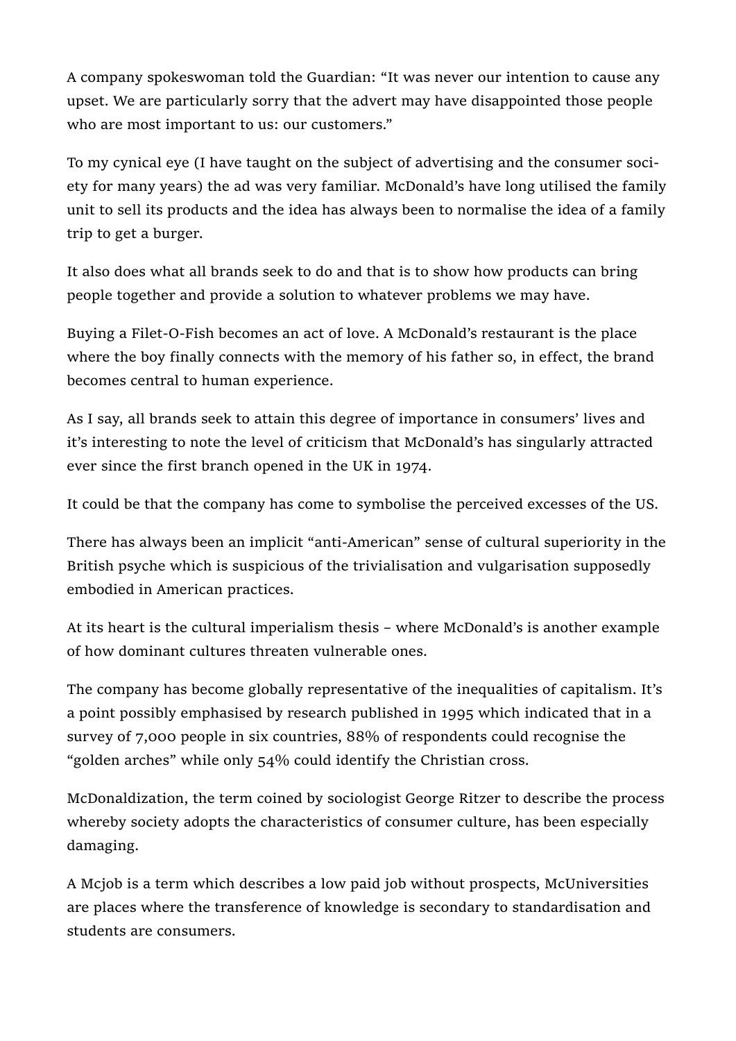A company spokeswoman told the Guardian: “It was never our intention to cause any upset. We are particularly sorry that the advert may have disappointed those people who are most important to us: our customers.”

To my cynical eye (I have taught on the subject of advertising and the consumer society for many years) the ad was very familiar. McDonald’s have long utilised the family unit to sell its products and the idea has always been to normalise the idea of a family trip to get a burger.

It also does what all brands seek to do and that is to show how products can bring people together and provide a solution to whatever problems we may have.

Buying a Filet-O-Fish becomes an act of love. A McDonald’s restaurant is the place where the boy finally connects with the memory of his father so, in effect, the brand becomes central to human experience.

As I say, all brands seek to attain this degree of importance in consumers’ lives and it’s interesting to note the level of criticism that McDonald’s has singularly attracted ever since the first branch opened in the UK in 1974.

It could be that the company has come to symbolise the perceived excesses of the US.

There has always been an implicit “anti-American” sense of cultural superiority in the British psyche which is suspicious of the trivialisation and vulgarisation supposedly embodied in American practices.

At its heart is the cultural imperialism thesis – where McDonald’s is another example of how dominant cultures threaten vulnerable ones.

The company has become globally representative of the inequalities of capitalism. It’s a point possibly emphasised by research published in 1995 which indicated that in a survey of 7,000 people in six countries, 88% of respondents could recognise the “golden arches” while only 54% could identify the Christian cross.

McDonaldization, the term coined by sociologist George Ritzer to describe the process whereby society adopts the characteristics of consumer culture, has been especially damaging.

A Mcjob is a term which describes a low paid job without prospects, McUniversities are places where the transference of knowledge is secondary to standardisation and students are consumers.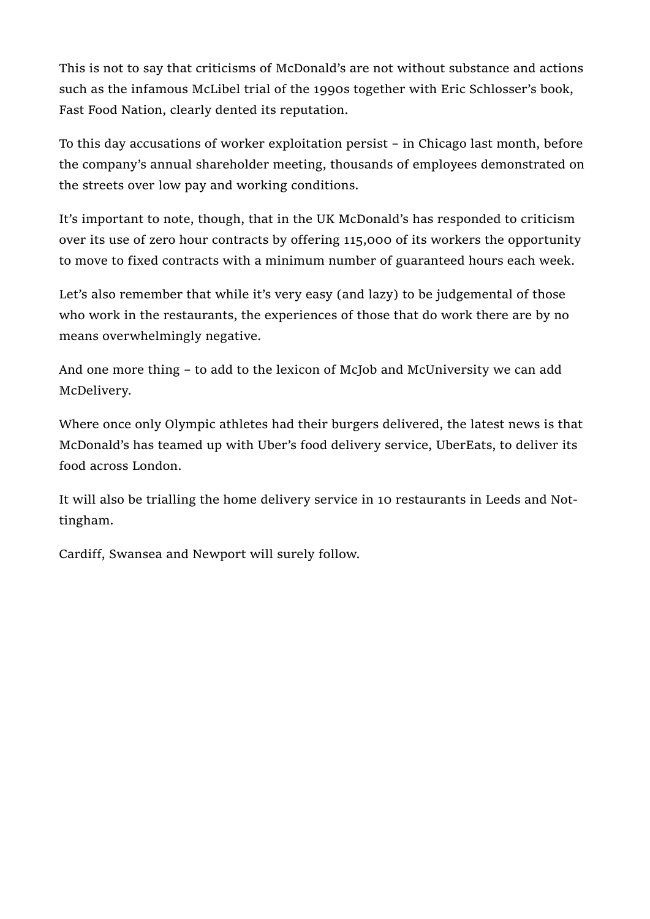This is not to say that criticisms of McDonald's are not without substance and actions such as the infamous McLibel trial of the 1990s together with Eric Schlosser's book, Fast Food Nation, clearly dented its reputation.

To this day accusations of worker exploitation persist – in Chicago last month, before the company's annual shareholder meeting, thousands of employees demonstrated on the streets over low pay and working conditions.

It's important to note, though, that in the UK McDonald's has responded to criticism over its use of zero hour contracts by offering 115,000 of its workers the opportunity to move to fixed contracts with a minimum number of guaranteed hours each week.

Let's also remember that while it's very easy (and lazy) to be judgemental of those who work in the restaurants, the experiences of those that do work there are by no means overwhelmingly negative.

And one more thing – to add to the lexicon of McJob and McUniversity we can add McDelivery.

Where once only Olympic athletes had their burgers delivered, the latest news is that McDonald's has teamed up with Uber's food delivery service, UberEats, to deliver its food across London.

It will also be trialling the home delivery service in 10 restaurants in Leeds and Nottingham.

Cardiff, Swansea and Newport will surely follow.